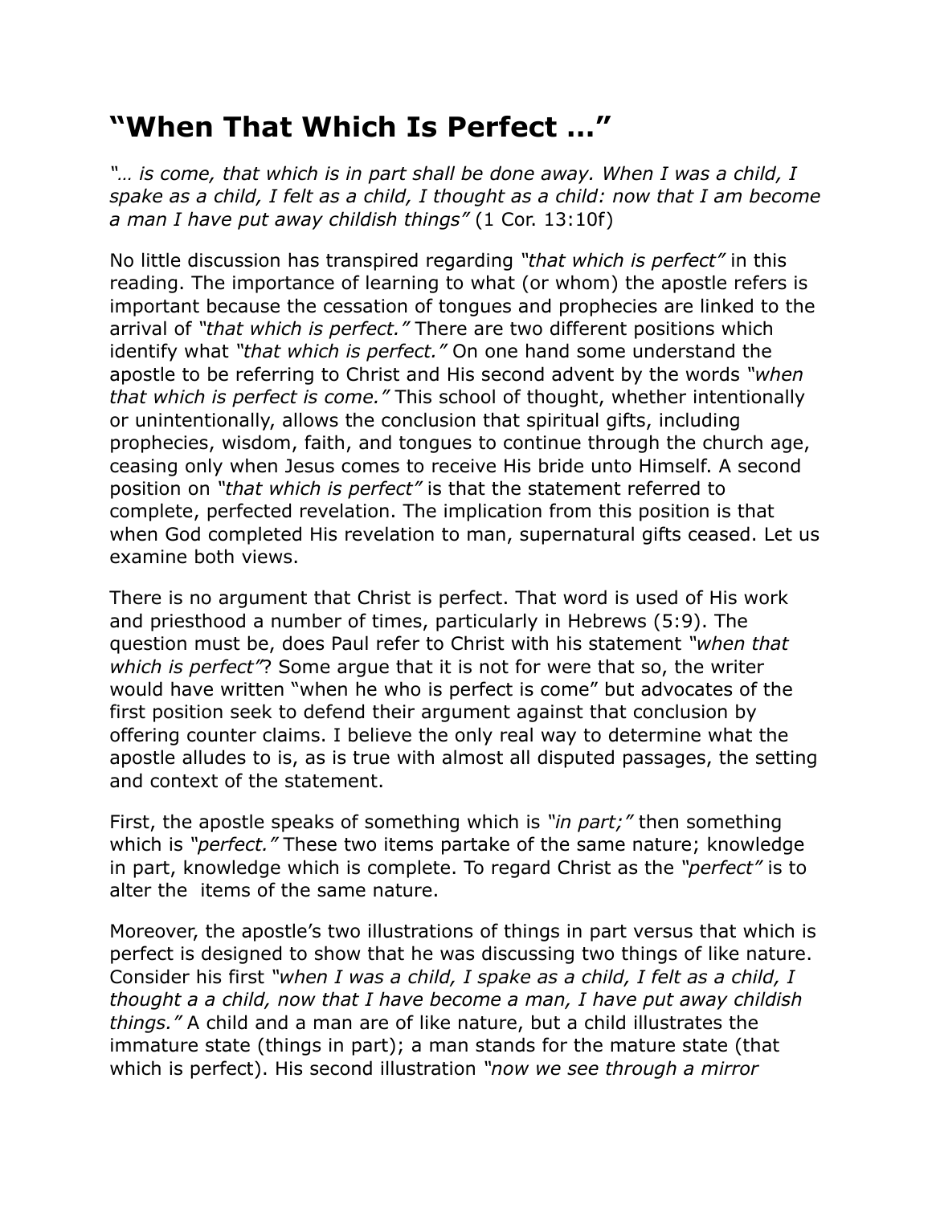# “When That Which Is Perfect …”

*“… is come, that which is in part shall be done away. When I was a child, I spake as a child, I felt as a child, I thought as a child: now that I am become a man I have put away childish things”* (1 Cor. 13:10f)

No little discussion has transpired regarding *“that which is perfect”* in this reading. The importance of learning to what (or whom) the apostle refers is important because the cessation of tongues and prophecies are linked to the arrival of *“that which is perfect.”* There are two different positions which identify what *“that which is perfect.”* On one hand some understand the apostle to be referring to Christ and His second advent by the words *“when that which is perfect is come.”* This school of thought, whether intentionally or unintentionally, allows the conclusion that spiritual gifts, including prophecies, wisdom, faith, and tongues to continue through the church age, ceasing only when Jesus comes to receive His bride unto Himself. A second position on *“that which is perfect”* is that the statement referred to complete, perfected revelation. The implication from this position is that when God completed His revelation to man, supernatural gifts ceased. Let us examine both views.

There is no argument that Christ is perfect. That word is used of His work and priesthood a number of times, particularly in Hebrews (5:9). The question must be, does Paul refer to Christ with his statement *“when that which is perfect”*? Some argue that it is not for were that so, the writer would have written “when he who is perfect is come” but advocates of the first position seek to defend their argument against that conclusion by offering counter claims. I believe the only real way to determine what the apostle alludes to is, as is true with almost all disputed passages, the setting and context of the statement.

First, the apostle speaks of something which is *“in part;”* then something which is *“perfect.”* These two items partake of the same nature; knowledge in part, knowledge which is complete. To regard Christ as the *“perfect”* is to alter the  items of the same nature.

Moreover, the apostle’s two illustrations of things in part versus that which is perfect is designed to show that he was discussing two things of like nature. Consider his first *“when I was a child, I spake as a child, I felt as a child, I thought a a child, now that I have become a man, I have put away childish things.”* A child and a man are of like nature, but a child illustrates the immature state (things in part); a man stands for the mature state (that which is perfect). His second illustration *“now we see through a mirror*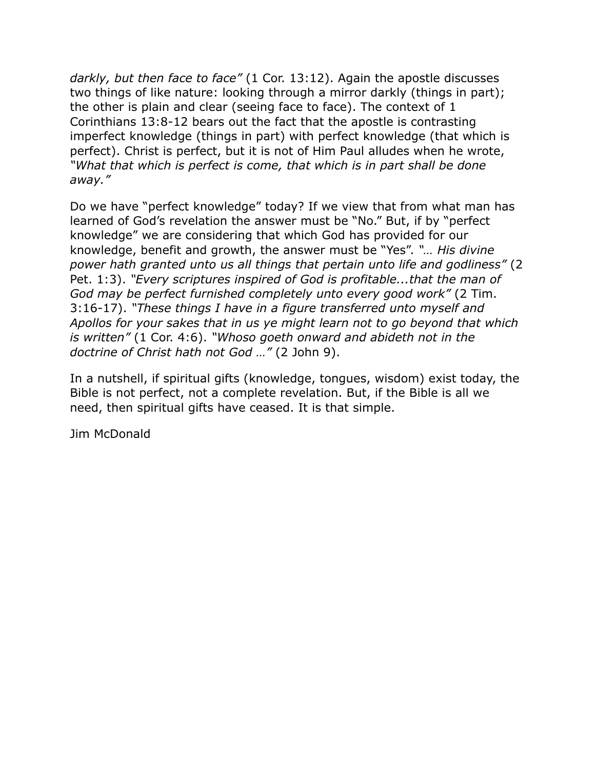*darkly, but then face to face"* (1 Cor. 13:12). Again the apostle discusses two things of like nature: looking through a mirror darkly (things in part); the other is plain and clear (seeing face to face). The context of 1 Corinthians 13:8-12 bears out the fact that the apostle is contrasting imperfect knowledge (things in part) with perfect knowledge (that which is perfect). Christ is perfect, but it is not of Him Paul alludes when he wrote, *"What that which is perfect is come, that which is in part shall be done away."*

Do we have "perfect knowledge" today? If we view that from what man has learned of God's revelation the answer must be "No." But, if by "perfect knowledge" we are considering that which God has provided for our knowledge, benefit and growth, the answer must be "Yes". *"… His divine power hath granted unto us all things that pertain unto life and godliness"* (2 Pet. 1:3). *"Every scriptures inspired of God is profitable...that the man of God may be perfect furnished completely unto every good work"* (2 Tim. 3:16-17). *"These things I have in a figure transferred unto myself and Apollos for your sakes that in us ye might learn not to go beyond that which is written"* (1 Cor. 4:6). *"Whoso goeth onward and abideth not in the doctrine of Christ hath not God …"* (2 John 9).

In a nutshell, if spiritual gifts (knowledge, tongues, wisdom) exist today, the Bible is not perfect, not a complete revelation. But, if the Bible is all we need, then spiritual gifts have ceased. It is that simple.

Jim McDonald